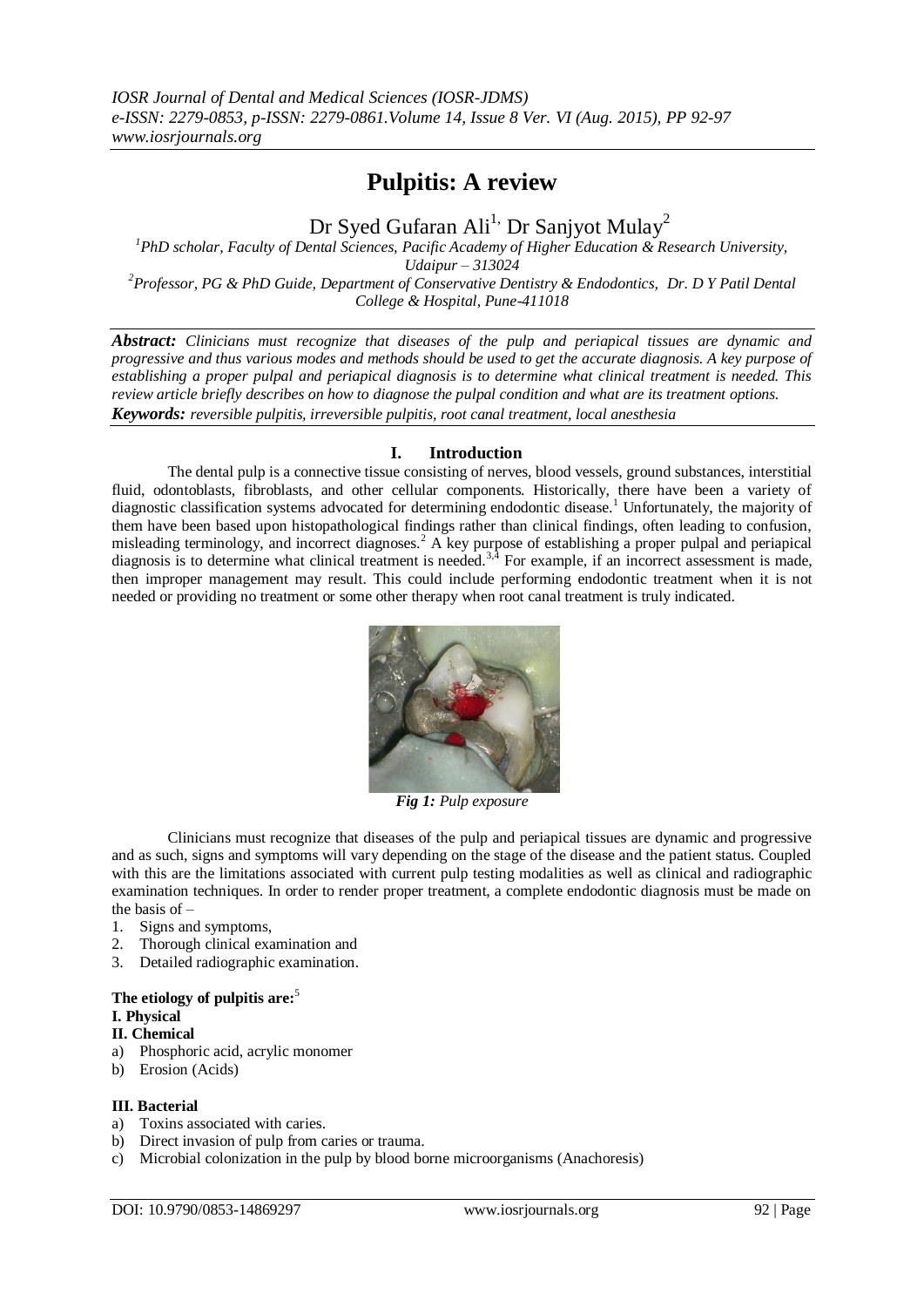# Pulpitis: A review

Dr Syed Gufaran Ali[1], Dr Sanjyot Mulay[2]

[1]PhD scholar, Faculty of Dental Sciences, Pacific Academy of Higher Education & Research University, Udaipur – 313024

[2]Professor, PG & PhD Guide, Department of Conservative Dentistry & Endodontics, Dr. D Y Patil Dental College & Hospital, Pune-411018

***Abstract:*** *Clinicians must recognize that diseases of the pulp and periapical tissues are dynamic and progressive and thus various modes and methods should be used to get the accurate diagnosis. A key purpose of establishing a proper pulpal and periapical diagnosis is to determine what clinical treatment is needed. This review article briefly describes on how to diagnose the pulpal condition and what are its treatment options.*

***Keywords:*** *reversible pulpitis, irreversible pulpitis, root canal treatment, local anesthesia*

## I. Introduction

The dental pulp is a connective tissue consisting of nerves, blood vessels, ground substances, interstitial fluid, odontoblasts, fibroblasts, and other cellular components. Historically, there have been a variety of diagnostic classification systems advocated for determining endodontic disease.[1] Unfortunately, the majority of them have been based upon histopathological findings rather than clinical findings, often leading to confusion, misleading terminology, and incorrect diagnoses.[2] A key purpose of establishing a proper pulpal and periapical diagnosis is to determine what clinical treatment is needed.[3,4] For example, if an incorrect assessment is made, then improper management may result. This could include performing endodontic treatment when it is not needed or providing no treatment or some other therapy when root canal treatment is truly indicated.

***Fig 1:*** *Pulp exposure*

Clinicians must recognize that diseases of the pulp and periapical tissues are dynamic and progressive and as such, signs and symptoms will vary depending on the stage of the disease and the patient status. Coupled with this are the limitations associated with current pulp testing modalities as well as clinical and radiographic examination techniques. In order to render proper treatment, a complete endodontic diagnosis must be made on the basis of –

1. Signs and symptoms,
2. Thorough clinical examination and
3. Detailed radiographic examination.

**The etiology of pulpitis are:**[5]

**I. Physical**

**II. Chemical**

a) Phosphoric acid, acrylic monomer
b) Erosion (Acids)

**III. Bacterial**

a) Toxins associated with caries.
b) Direct invasion of pulp from caries or trauma.
c) Microbial colonization in the pulp by blood borne microorganisms (Anachoresis)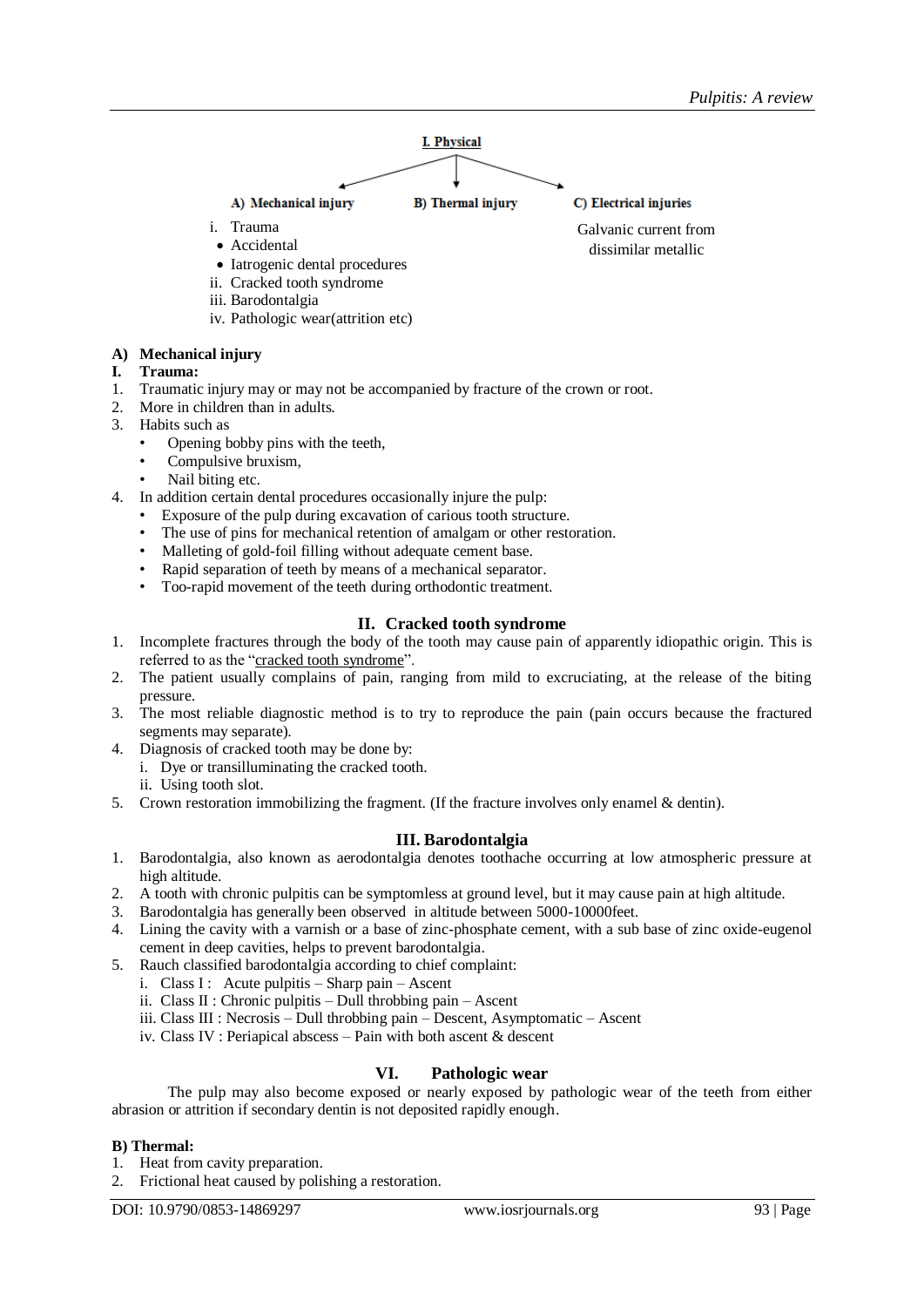**I. Physical**

**A) Mechanical injury**
- i. Trauma
  - Accidental
  - Iatrogenic dental procedures
- ii. Cracked tooth syndrome
- iii. Barodontalgia
- iv. Pathologic wear(attrition etc)

**B) Thermal injury**

**C) Electrical injuries**

Galvanic current from dissimilar metallic

**A) Mechanical injury**

**I. Trauma:**

1. Traumatic injury may or may not be accompanied by fracture of the crown or root.
2. More in children than in adults.
3. Habits such as
   - Opening bobby pins with the teeth,
   - Compulsive bruxism,
   - Nail biting etc.
4. In addition certain dental procedures occasionally injure the pulp:
   - Exposure of the pulp during excavation of carious tooth structure.
   - The use of pins for mechanical retention of amalgam or other restoration.
   - Malleting of gold-foil filling without adequate cement base.
   - Rapid separation of teeth by means of a mechanical separator.
   - Too-rapid movement of the teeth during orthodontic treatment.

### II. Cracked tooth syndrome

1. Incomplete fractures through the body of the tooth may cause pain of apparently idiopathic origin. This is referred to as the "cracked tooth syndrome".
2. The patient usually complains of pain, ranging from mild to excruciating, at the release of the biting pressure.
3. The most reliable diagnostic method is to try to reproduce the pain (pain occurs because the fractured segments may separate).
4. Diagnosis of cracked tooth may be done by:
   - i. Dye or transilluminating the cracked tooth.
   - ii. Using tooth slot.
5. Crown restoration immobilizing the fragment. (If the fracture involves only enamel & dentin).

### III. Barodontalgia

1. Barodontalgia, also known as aerodontalgia denotes toothache occurring at low atmospheric pressure at high altitude.
2. A tooth with chronic pulpitis can be symptomless at ground level, but it may cause pain at high altitude.
3. Barodontalgia has generally been observed in altitude between 5000-10000feet.
4. Lining the cavity with a varnish or a base of zinc-phosphate cement, with a sub base of zinc oxide-eugenol cement in deep cavities, helps to prevent barodontalgia.
5. Rauch classified barodontalgia according to chief complaint:
   - i. Class I : Acute pulpitis – Sharp pain – Ascent
   - ii. Class II : Chronic pulpitis – Dull throbbing pain – Ascent
   - iii. Class III : Necrosis – Dull throbbing pain – Descent, Asymptomatic – Ascent
   - iv. Class IV : Periapical abscess – Pain with both ascent & descent

### VI. Pathologic wear

The pulp may also become exposed or nearly exposed by pathologic wear of the teeth from either abrasion or attrition if secondary dentin is not deposited rapidly enough.

**B) Thermal:**

1. Heat from cavity preparation.
2. Frictional heat caused by polishing a restoration.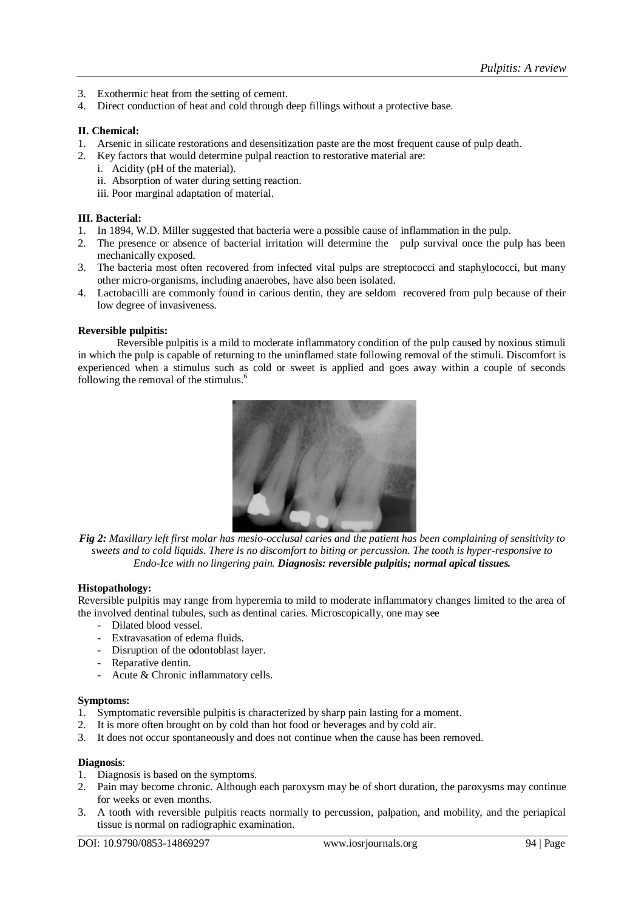3. Exothermic heat from the setting of cement.
4. Direct conduction of heat and cold through deep fillings without a protective base.

**II. Chemical:**

1. Arsenic in silicate restorations and desensitization paste are the most frequent cause of pulp death.
2. Key factors that would determine pulpal reaction to restorative material are:
   i. Acidity (pH of the material).
   ii. Absorption of water during setting reaction.
   iii. Poor marginal adaptation of material.

**III. Bacterial:**

1. In 1894, W.D. Miller suggested that bacteria were a possible cause of inflammation in the pulp.
2. The presence or absence of bacterial irritation will determine the pulp survival once the pulp has been mechanically exposed.
3. The bacteria most often recovered from infected vital pulps are streptococci and staphylococci, but many other micro-organisms, including anaerobes, have also been isolated.
4. Lactobacilli are commonly found in carious dentin, they are seldom recovered from pulp because of their low degree of invasiveness.

**Reversible pulpitis:**

Reversible pulpitis is a mild to moderate inflammatory condition of the pulp caused by noxious stimuli in which the pulp is capable of returning to the uninflamed state following removal of the stimuli. Discomfort is experienced when a stimulus such as cold or sweet is applied and goes away within a couple of seconds following the removal of the stimulus.[6]

***Fig 2:** Maxillary left first molar has mesio-occlusal caries and the patient has been complaining of sensitivity to sweets and to cold liquids. There is no discomfort to biting or percussion. The tooth is hyper-responsive to Endo-Ice with no lingering pain. **Diagnosis: reversible pulpitis; normal apical tissues.***

**Histopathology:**

Reversible pulpitis may range from hyperemia to mild to moderate inflammatory changes limited to the area of the involved dentinal tubules, such as dentinal caries. Microscopically, one may see

- Dilated blood vessel.
- Extravasation of edema fluids.
- Disruption of the odontoblast layer.
- Reparative dentin.
- Acute & Chronic inflammatory cells.

**Symptoms:**

1. Symptomatic reversible pulpitis is characterized by sharp pain lasting for a moment.
2. It is more often brought on by cold than hot food or beverages and by cold air.
3. It does not occur spontaneously and does not continue when the cause has been removed.

**Diagnosis**:

1. Diagnosis is based on the symptoms.
2. Pain may become chronic. Although each paroxysm may be of short duration, the paroxysms may continue for weeks or even months.
3. A tooth with reversible pulpitis reacts normally to percussion, palpation, and mobility, and the periapical tissue is normal on radiographic examination.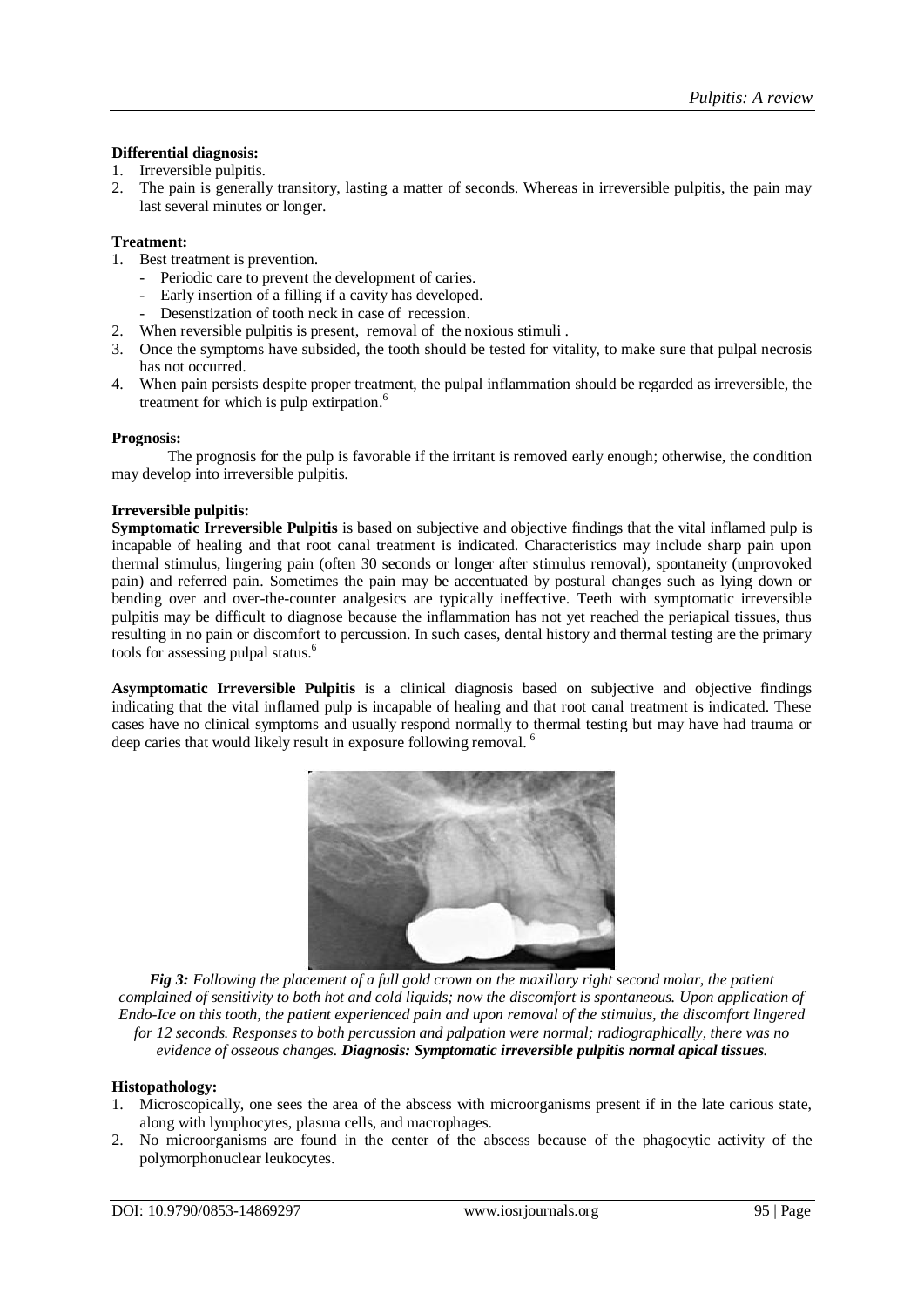**Differential diagnosis:**

1. Irreversible pulpitis.
2. The pain is generally transitory, lasting a matter of seconds. Whereas in irreversible pulpitis, the pain may last several minutes or longer.

**Treatment:**

1. Best treatment is prevention.
   - Periodic care to prevent the development of caries.
   - Early insertion of a filling if a cavity has developed.
   - Desenstization of tooth neck in case of recession.
2. When reversible pulpitis is present, removal of the noxious stimuli .
3. Once the symptoms have subsided, the tooth should be tested for vitality, to make sure that pulpal necrosis has not occurred.
4. When pain persists despite proper treatment, the pulpal inflammation should be regarded as irreversible, the treatment for which is pulp extirpation.[6]

**Prognosis:**

The prognosis for the pulp is favorable if the irritant is removed early enough; otherwise, the condition may develop into irreversible pulpitis.

**Irreversible pulpitis:**

**Symptomatic Irreversible Pulpitis** is based on subjective and objective findings that the vital inflamed pulp is incapable of healing and that root canal treatment is indicated. Characteristics may include sharp pain upon thermal stimulus, lingering pain (often 30 seconds or longer after stimulus removal), spontaneity (unprovoked pain) and referred pain. Sometimes the pain may be accentuated by postural changes such as lying down or bending over and over-the-counter analgesics are typically ineffective. Teeth with symptomatic irreversible pulpitis may be difficult to diagnose because the inflammation has not yet reached the periapical tissues, thus resulting in no pain or discomfort to percussion. In such cases, dental history and thermal testing are the primary tools for assessing pulpal status.[6]

**Asymptomatic Irreversible Pulpitis** is a clinical diagnosis based on subjective and objective findings indicating that the vital inflamed pulp is incapable of healing and that root canal treatment is indicated. These cases have no clinical symptoms and usually respond normally to thermal testing but may have had trauma or deep caries that would likely result in exposure following removal.[6]

***Fig 3:** Following the placement of a full gold crown on the maxillary right second molar, the patient complained of sensitivity to both hot and cold liquids; now the discomfort is spontaneous. Upon application of Endo-Ice on this tooth, the patient experienced pain and upon removal of the stimulus, the discomfort lingered for 12 seconds. Responses to both percussion and palpation were normal; radiographically, there was no evidence of osseous changes. **Diagnosis: Symptomatic irreversible pulpitis normal apical tissues**.*

**Histopathology:**

1. Microscopically, one sees the area of the abscess with microorganisms present if in the late carious state, along with lymphocytes, plasma cells, and macrophages.
2. No microorganisms are found in the center of the abscess because of the phagocytic activity of the polymorphonuclear leukocytes.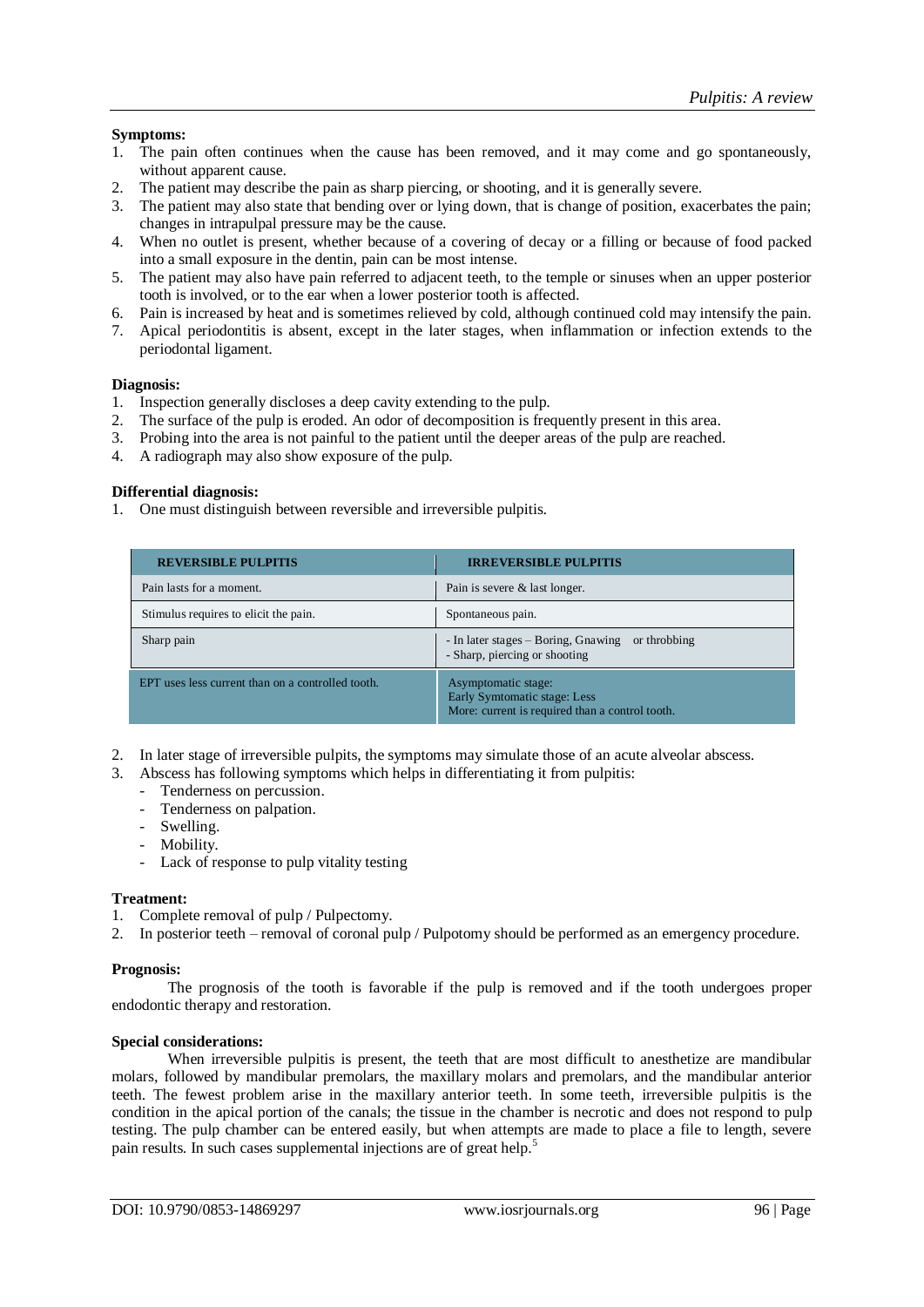**Symptoms:**

1. The pain often continues when the cause has been removed, and it may come and go spontaneously, without apparent cause.
2. The patient may describe the pain as sharp piercing, or shooting, and it is generally severe.
3. The patient may also state that bending over or lying down, that is change of position, exacerbates the pain; changes in intrapulpal pressure may be the cause.
4. When no outlet is present, whether because of a covering of decay or a filling or because of food packed into a small exposure in the dentin, pain can be most intense.
5. The patient may also have pain referred to adjacent teeth, to the temple or sinuses when an upper posterior tooth is involved, or to the ear when a lower posterior tooth is affected.
6. Pain is increased by heat and is sometimes relieved by cold, although continued cold may intensify the pain.
7. Apical periodontitis is absent, except in the later stages, when inflammation or infection extends to the periodontal ligament.

**Diagnosis:**

1. Inspection generally discloses a deep cavity extending to the pulp.
2. The surface of the pulp is eroded. An odor of decomposition is frequently present in this area.
3. Probing into the area is not painful to the patient until the deeper areas of the pulp are reached.
4. A radiograph may also show exposure of the pulp.

**Differential diagnosis:**

1. One must distinguish between reversible and irreversible pulpitis.

| REVERSIBLE PULPITIS | IRREVERSIBLE PULPITIS |
|---|---|
| Pain lasts for a moment. | Pain is severe & last longer. |
| Stimulus requires to elicit the pain. | Spontaneous pain. |
| Sharp pain | - In later stages – Boring, Gnawing or throbbing<br>- Sharp, piercing or shooting |
| EPT uses less current than on a controlled tooth. | Asymptomatic stage:<br>Early Symtomatic stage: Less<br>More: current is required than a control tooth. |

2. In later stage of irreversible pulpits, the symptoms may simulate those of an acute alveolar abscess.
3. Abscess has following symptoms which helps in differentiating it from pulpitis:
   - Tenderness on percussion.
   - Tenderness on palpation.
   - Swelling.
   - Mobility.
   - Lack of response to pulp vitality testing

**Treatment:**

1. Complete removal of pulp / Pulpectomy.
2. In posterior teeth – removal of coronal pulp / Pulpotomy should be performed as an emergency procedure.

**Prognosis:**

The prognosis of the tooth is favorable if the pulp is removed and if the tooth undergoes proper endodontic therapy and restoration.

**Special considerations:**

When irreversible pulpitis is present, the teeth that are most difficult to anesthetize are mandibular molars, followed by mandibular premolars, the maxillary molars and premolars, and the mandibular anterior teeth. The fewest problem arise in the maxillary anterior teeth. In some teeth, irreversible pulpitis is the condition in the apical portion of the canals; the tissue in the chamber is necrotic and does not respond to pulp testing. The pulp chamber can be entered easily, but when attempts are made to place a file to length, severe pain results. In such cases supplemental injections are of great help.[5]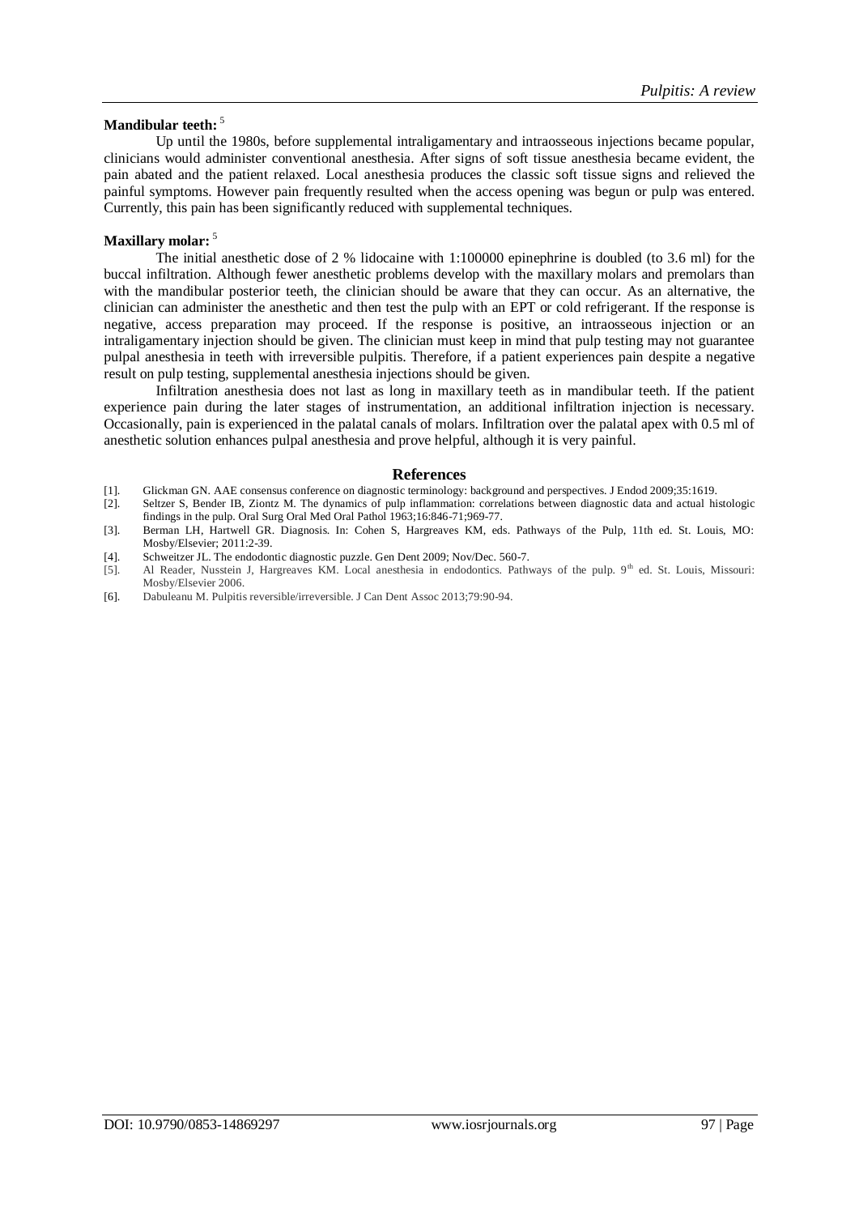**Mandibular teeth:** [5]

Up until the 1980s, before supplemental intraligamentary and intraosseous injections became popular, clinicians would administer conventional anesthesia. After signs of soft tissue anesthesia became evident, the pain abated and the patient relaxed. Local anesthesia produces the classic soft tissue signs and relieved the painful symptoms. However pain frequently resulted when the access opening was begun or pulp was entered. Currently, this pain has been significantly reduced with supplemental techniques.

**Maxillary molar:** [5]

The initial anesthetic dose of 2 % lidocaine with 1:100000 epinephrine is doubled (to 3.6 ml) for the buccal infiltration. Although fewer anesthetic problems develop with the maxillary molars and premolars than with the mandibular posterior teeth, the clinician should be aware that they can occur. As an alternative, the clinician can administer the anesthetic and then test the pulp with an EPT or cold refrigerant. If the response is negative, access preparation may proceed. If the response is positive, an intraosseous injection or an intraligamentary injection should be given. The clinician must keep in mind that pulp testing may not guarantee pulpal anesthesia in teeth with irreversible pulpitis. Therefore, if a patient experiences pain despite a negative result on pulp testing, supplemental anesthesia injections should be given.

Infiltration anesthesia does not last as long in maxillary teeth as in mandibular teeth. If the patient experience pain during the later stages of instrumentation, an additional infiltration injection is necessary. Occasionally, pain is experienced in the palatal canals of molars. Infiltration over the palatal apex with 0.5 ml of anesthetic solution enhances pulpal anesthesia and prove helpful, although it is very painful.

## References

[1]. Glickman GN. AAE consensus conference on diagnostic terminology: background and perspectives. J Endod 2009;35:1619.

[2]. Seltzer S, Bender IB, Ziontz M. The dynamics of pulp inflammation: correlations between diagnostic data and actual histologic findings in the pulp. Oral Surg Oral Med Oral Pathol 1963;16:846-71;969-77.

[3]. Berman LH, Hartwell GR. Diagnosis. In: Cohen S, Hargreaves KM, eds. Pathways of the Pulp, 11th ed. St. Louis, MO: Mosby/Elsevier; 2011:2-39.

[4]. Schweitzer JL. The endodontic diagnostic puzzle. Gen Dent 2009; Nov/Dec. 560-7.

[5]. Al Reader, Nusstein J, Hargreaves KM. Local anesthesia in endodontics. Pathways of the pulp. 9th ed. St. Louis, Missouri: Mosby/Elsevier 2006.

[6]. Dabuleanu M. Pulpitis reversible/irreversible. J Can Dent Assoc 2013;79:90-94.